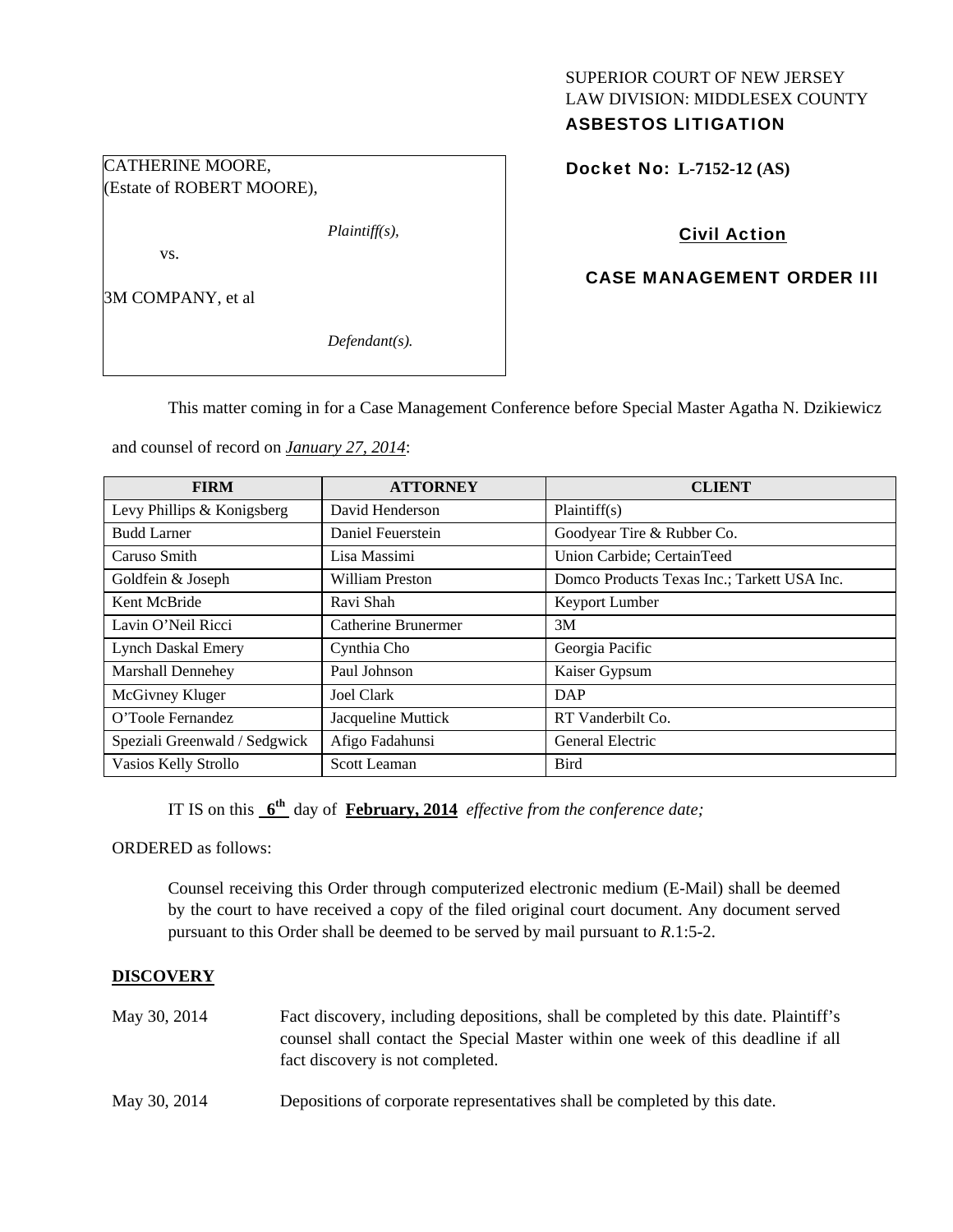SUPERIOR COURT OF NEW JERSEY
LAW DIVISION: MIDDLESEX COUNTY
**ASBESTOS LITIGATION**

CATHERINE MOORE,
(Estate of ROBERT MOORE),

*Plaintiff(s),*

vs.

3M COMPANY, et al

*Defendant(s).*

**Docket No: L-7152-12 (AS)**

**Civil Action**

**CASE MANAGEMENT ORDER III**

This matter coming in for a Case Management Conference before Special Master Agatha N. Dzikiewicz and counsel of record on ***January 27, 2014***:

| FIRM | ATTORNEY | CLIENT |
|---|---|---|
| Levy Phillips & Konigsberg | David Henderson | Plaintiff(s) |
| Budd Larner | Daniel Feuerstein | Goodyear Tire & Rubber Co. |
| Caruso Smith | Lisa Massimi | Union Carbide; CertainTeed |
| Goldfein & Joseph | William Preston | Domco Products Texas Inc.; Tarkett USA Inc. |
| Kent McBride | Ravi Shah | Keyport Lumber |
| Lavin O'Neil Ricci | Catherine Brunermer | 3M |
| Lynch Daskal Emery | Cynthia Cho | Georgia Pacific |
| Marshall Dennehey | Paul Johnson | Kaiser Gypsum |
| McGivney Kluger | Joel Clark | DAP |
| O'Toole Fernandez | Jacqueline Muttick | RT Vanderbilt Co. |
| Speziali Greenwald / Sedgwick | Afigo Fadahunsi | General Electric |
| Vasios Kelly Strollo | Scott Leaman | Bird |

IT IS on this **6th** day of **February, 2014** *effective from the conference date;*

ORDERED as follows:

Counsel receiving this Order through computerized electronic medium (E-Mail) shall be deemed by the court to have received a copy of the filed original court document. Any document served pursuant to this Order shall be deemed to be served by mail pursuant to *R*.1:5-2.

**DISCOVERY**

May 30, 2014 — Fact discovery, including depositions, shall be completed by this date. Plaintiff's counsel shall contact the Special Master within one week of this deadline if all fact discovery is not completed.

May 30, 2014 — Depositions of corporate representatives shall be completed by this date.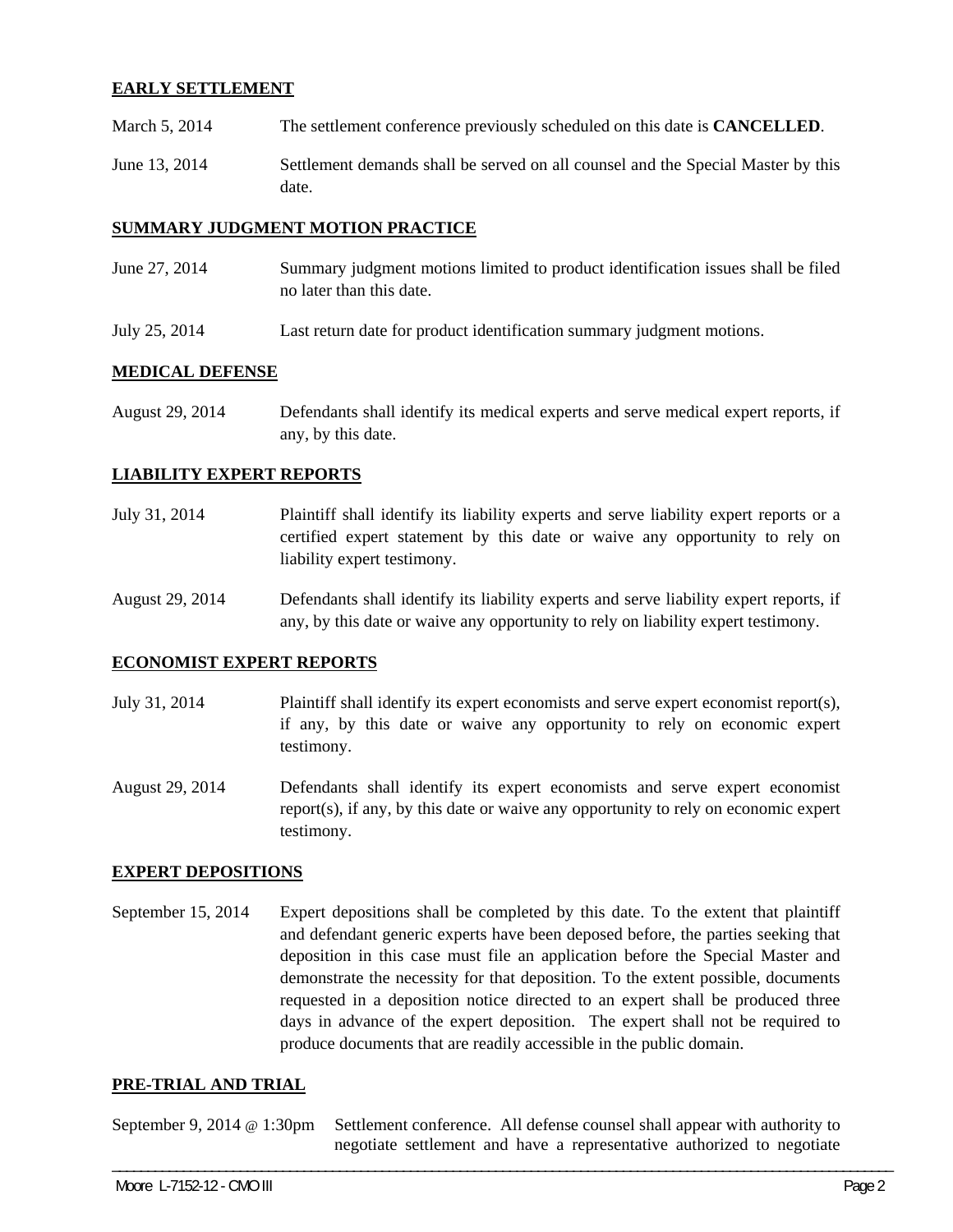**EARLY SETTLEMENT**

March 5, 2014 The settlement conference previously scheduled on this date is **CANCELLED**.

June 13, 2014 Settlement demands shall be served on all counsel and the Special Master by this date.

**SUMMARY JUDGMENT MOTION PRACTICE**

June 27, 2014 Summary judgment motions limited to product identification issues shall be filed no later than this date.

July 25, 2014 Last return date for product identification summary judgment motions.

**MEDICAL DEFENSE**

August 29, 2014 Defendants shall identify its medical experts and serve medical expert reports, if any, by this date.

**LIABILITY EXPERT REPORTS**

July 31, 2014 Plaintiff shall identify its liability experts and serve liability expert reports or a certified expert statement by this date or waive any opportunity to rely on liability expert testimony.

August 29, 2014 Defendants shall identify its liability experts and serve liability expert reports, if any, by this date or waive any opportunity to rely on liability expert testimony.

**ECONOMIST EXPERT REPORTS**

July 31, 2014 Plaintiff shall identify its expert economists and serve expert economist report(s), if any, by this date or waive any opportunity to rely on economic expert testimony.

August 29, 2014 Defendants shall identify its expert economists and serve expert economist report(s), if any, by this date or waive any opportunity to rely on economic expert testimony.

**EXPERT DEPOSITIONS**

September 15, 2014 Expert depositions shall be completed by this date. To the extent that plaintiff and defendant generic experts have been deposed before, the parties seeking that deposition in this case must file an application before the Special Master and demonstrate the necessity for that deposition. To the extent possible, documents requested in a deposition notice directed to an expert shall be produced three days in advance of the expert deposition. The expert shall not be required to produce documents that are readily accessible in the public domain.

**PRE-TRIAL AND TRIAL**

September 9, 2014 @ 1:30pm Settlement conference. All defense counsel shall appear with authority to negotiate settlement and have a representative authorized to negotiate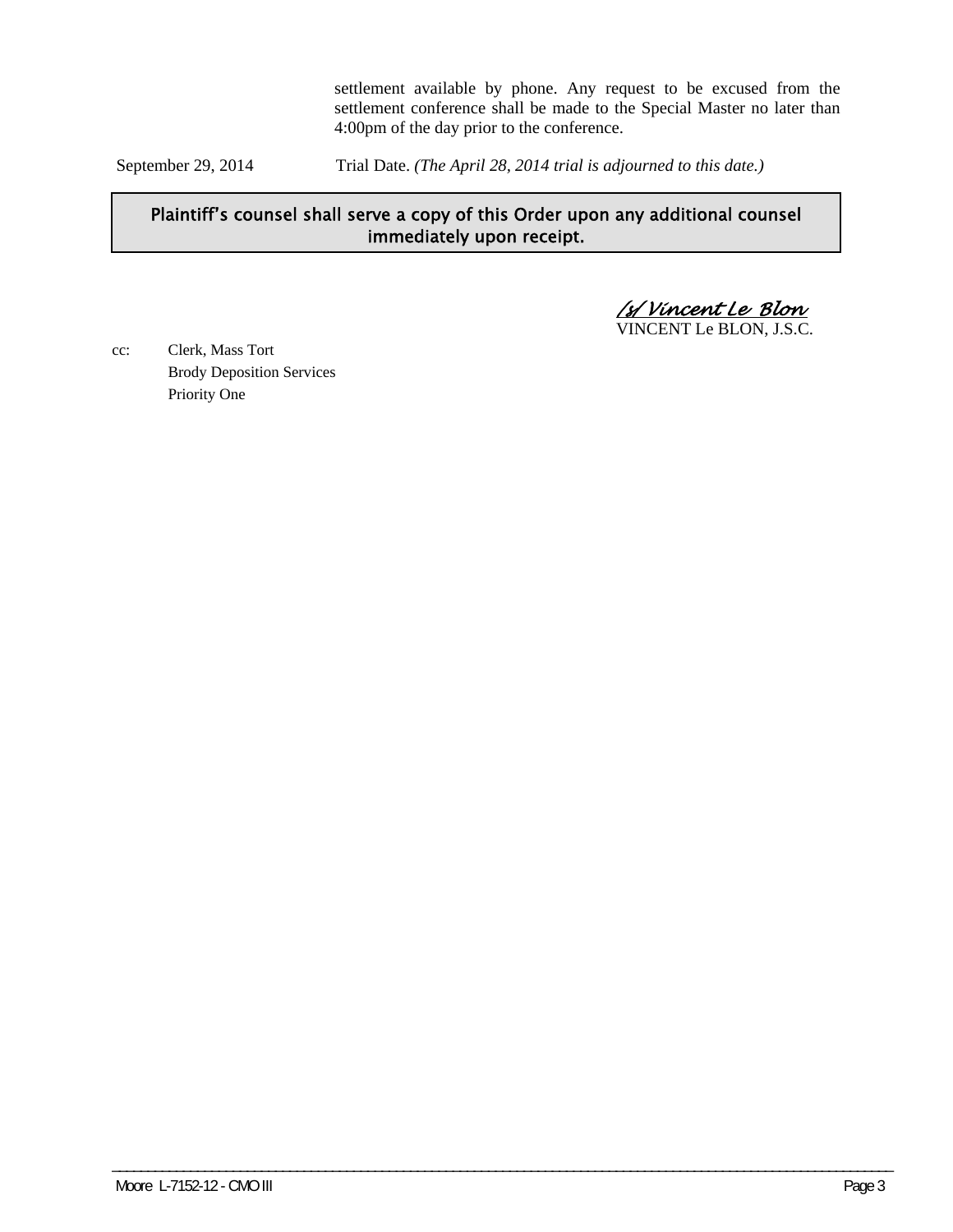settlement available by phone. Any request to be excused from the settlement conference shall be made to the Special Master no later than 4:00pm of the day prior to the conference.

| | |
|---|---|
| September 29, 2014 | Trial Date. *(The April 28, 2014 trial is adjourned to this date.)* |

**Plaintiff's counsel shall serve a copy of this Order upon any additional counsel immediately upon receipt.**

*/s/ Vincent Le Blon*
VINCENT Le BLON, J.S.C.

cc: Clerk, Mass Tort
Brody Deposition Services
Priority One